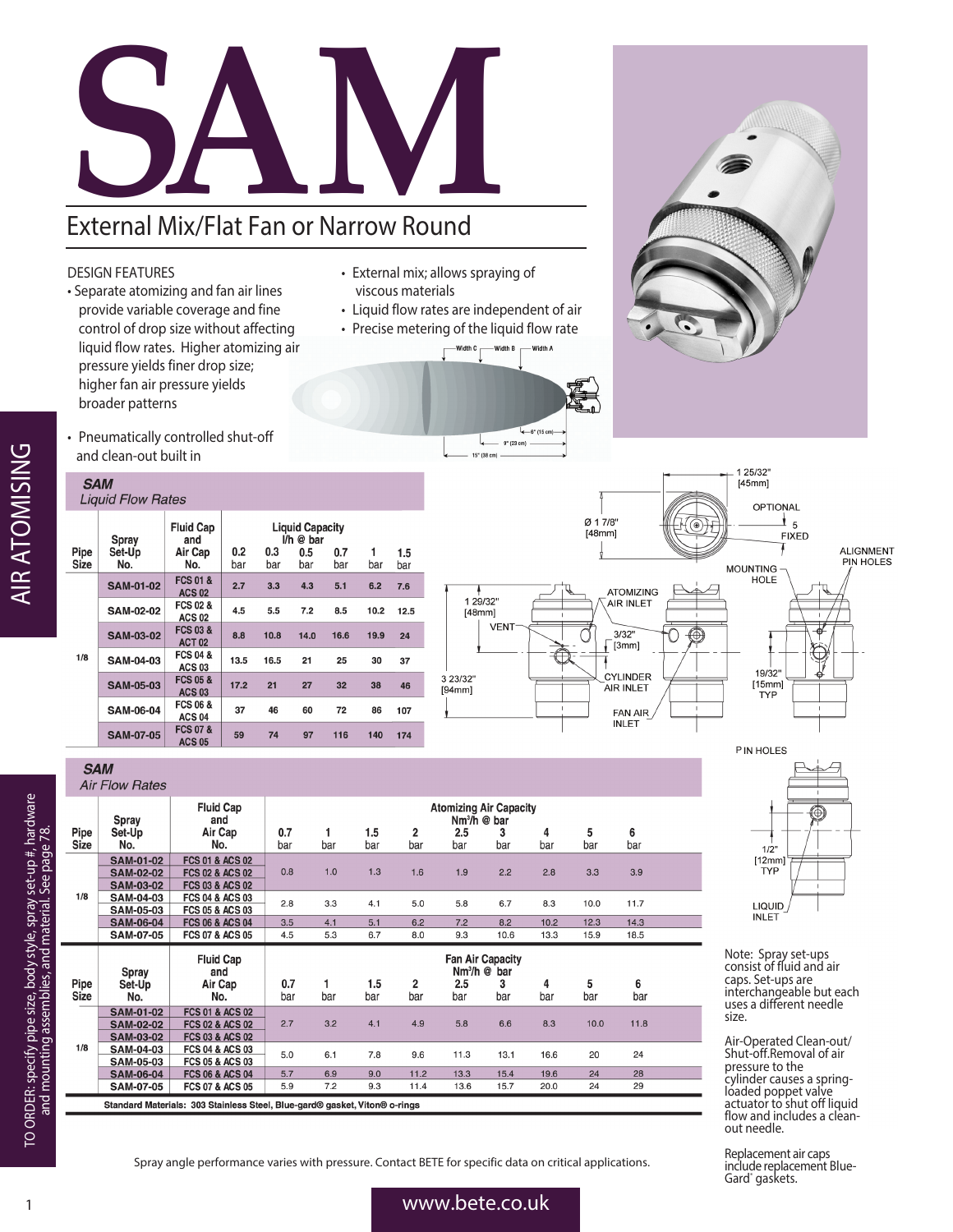# SAM

## External Mix/Flat Fan or Narrow Round

DESIGN FEATURES

- Separate atomizing and fan air lines provide variable coverage and fine control of drop size without affecting liquid flow rates. Higher atomizing air pressure yields finer drop size; higher fan air pressure yields broader patterns
- Pneumatically controlled shut-off and clean-out built in
- External mix; allows spraying of viscous materials
- Liquid flow rates are independent of air
- Precise metering of the liquid flow rate

AIR ATOMISING

### SAM
*Liquid Flow Rates*

| Pipe Size | Spray Set-Up No. | Fluid Cap and Air Cap No. | Liquid Capacity l/h @ bar | | | | | |
|---|---|---|---|---|---|---|---|---|
| | | | 0.2 bar | 0.3 bar | 0.5 bar | 0.7 bar | 1 bar | 1.5 bar |
| 1/8 | SAM-01-02 | FCS 01 & ACS 02 | 2.7 | 3.3 | 4.3 | 5.1 | 6.2 | 7.6 |
| | SAM-02-02 | FCS 02 & ACS 02 | 4.5 | 5.5 | 7.2 | 8.5 | 10.2 | 12.5 |
| | SAM-03-02 | FCS 03 & ACT 02 | 8.8 | 10.8 | 14.0 | 16.6 | 19.9 | 24 |
| | SAM-04-03 | FCS 04 & ACS 03 | 13.5 | 16.5 | 21 | 25 | 30 | 37 |
| | SAM-05-03 | FCS 05 & ACS 03 | 17.2 | 21 | 27 | 32 | 38 | 46 |
| | SAM-06-04 | FCS 06 & ACS 04 | 37 | 46 | 60 | 72 | 86 | 107 |
| | SAM-07-05 | FCS 07 & ACS 05 | 59 | 74 | 97 | 116 | 140 | 174 |

### SAM
*Air Flow Rates*

| Pipe Size | Spray Set-Up No. | Fluid Cap and Air Cap No. | Atomizing Air Capacity Nm³/h @ bar | | | | | | | | |
|---|---|---|---|---|---|---|---|---|---|---|---|
| | | | 0.7 bar | 1 bar | 1.5 bar | 2 bar | 2.5 bar | 3 bar | 4 bar | 5 bar | 6 bar |
| 1/8 | SAM-01-02 | FCS 01 & ACS 02 | 0.8 | 1.0 | 1.3 | 1.6 | 1.9 | 2.2 | 2.8 | 3.3 | 3.9 |
| | SAM-02-02 | FCS 02 & ACS 02 | | | | | | | | | |
| | SAM-03-02 | FCS 03 & ACS 02 | | | | | | | | | |
| | SAM-04-03 | FCS 04 & ACS 03 | 2.8 | 3.3 | 4.1 | 5.0 | 5.8 | 6.7 | 8.3 | 10.0 | 11.7 |
| | SAM-05-03 | FCS 05 & ACS 03 | | | | | | | | | |
| | SAM-06-04 | FCS 06 & ACS 04 | 3.5 | 4.1 | 5.1 | 6.2 | 7.2 | 8.2 | 10.2 | 12.3 | 14.3 |
| | SAM-07-05 | FCS 07 & ACS 05 | 4.5 | 5.3 | 6.7 | 8.0 | 9.3 | 10.6 | 13.3 | 15.9 | 18.5 |

| Pipe Size | Spray Set-Up No. | Fluid Cap and Air Cap No. | Fan Air Capacity Nm³/h @ bar | | | | | | | | |
|---|---|---|---|---|---|---|---|---|---|---|---|
| | | | 0.7 bar | 1 bar | 1.5 bar | 2 bar | 2.5 bar | 3 bar | 4 bar | 5 bar | 6 bar |
| 1/8 | SAM-01-02 | FCS 01 & ACS 02 | 2.7 | 3.2 | 4.1 | 4.9 | 5.8 | 6.6 | 8.3 | 10.0 | 11.8 |
| | SAM-02-02 | FCS 02 & ACS 02 | | | | | | | | | |
| | SAM-03-02 | FCS 03 & ACS 02 | | | | | | | | | |
| | SAM-04-03 | FCS 04 & ACS 03 | 5.0 | 6.1 | 7.8 | 9.6 | 11.3 | 13.1 | 16.6 | 20 | 24 |
| | SAM-05-03 | FCS 05 & ACS 03 | | | | | | | | | |
| | SAM-06-04 | FCS 06 & ACS 04 | 5.7 | 6.9 | 9.0 | 11.2 | 13.3 | 15.4 | 19.6 | 24 | 28 |
| | SAM-07-05 | FCS 07 & ACS 05 | 5.9 | 7.2 | 9.3 | 11.4 | 13.6 | 15.7 | 20.0 | 24 | 29 |

**Standard Materials: 303 Stainless Steel, Blue-gard® gasket, Viton® o-rings**

Note: Spray set-ups consist of fluid and air caps. Set-ups are interchangeable but each uses a different needle size.

Air-Operated Clean-out/Shut-off. Removal of air pressure to the cylinder causes a spring-loaded poppet valve actuator to shut off liquid flow and includes a clean-out needle.

Replacement air caps include replacement Blue-Gard® gaskets.

Spray angle performance varies with pressure. Contact BETE for specific data on critical applications.

TO ORDER: specify pipe size, body style, spray set-up #, hardware and mounting assemblies, and material. See page 78.

www.bete.co.uk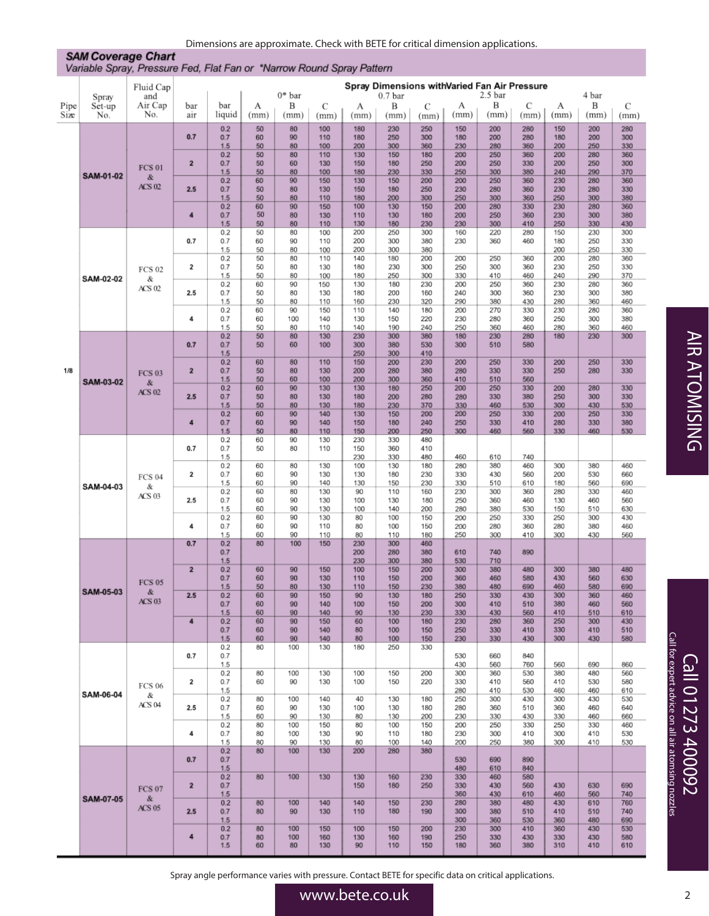Dimensions are approximate. Check with BETE for critical dimension applications.

## SAM Coverage Chart

*Variable Spray, Pressure Fed, Flat Fan or \*Narrow Round Spray Pattern*

| Pipe Size | Spray Set-up No. | Fluid Cap and Air Cap No. | bar air | bar liquid | Spray Dimensions withVaried Fan Air Pressure | | | | | | | | | | | |
|---|---|---|---|---|---|---|---|---|---|---|---|---|---|---|---|---|
| | | | | | 0* bar | | | 0.7 bar | | | 2.5 bar | | | 4 bar | | |
| | | | | | A (mm) | B (mm) | C (mm) | A (mm) | B (mm) | C (mm) | A (mm) | B (mm) | C (mm) | A (mm) | B (mm) | C (mm) |
| 1/8 | SAM-01-02 | FCS 01 & ACS 02 | 0.7 | 0.2 | 50 | 80 | 100 | 180 | 230 | 250 | 150 | 200 | 280 | 150 | 200 | 280 |
| | | | | 0.7 | 60 | 90 | 110 | 180 | 250 | 300 | 180 | 200 | 280 | 180 | 200 | 300 |
| | | | | 1.5 | 50 | 80 | 100 | 200 | 300 | 360 | 230 | 280 | 360 | 200 | 250 | 330 |
| | | | 2 | 0.2 | 50 | 80 | 110 | 130 | 150 | 180 | 200 | 250 | 360 | 200 | 280 | 360 |
| | | | | 0.7 | 50 | 60 | 130 | 150 | 180 | 250 | 200 | 250 | 330 | 200 | 250 | 300 |
| | | | | 1.5 | 50 | 80 | 100 | 180 | 230 | 330 | 250 | 300 | 380 | 240 | 290 | 370 |
| | | | 2.5 | 0.2 | 60 | 90 | 150 | 130 | 150 | 200 | 200 | 250 | 360 | 230 | 280 | 360 |
| | | | | 0.7 | 50 | 80 | 130 | 150 | 180 | 250 | 230 | 280 | 360 | 230 | 280 | 330 |
| | | | | 1.5 | 50 | 80 | 110 | 180 | 200 | 300 | 250 | 300 | 360 | 250 | 300 | 380 |
| | | | 4 | 0.2 | 60 | 90 | 150 | 100 | 130 | 150 | 200 | 280 | 330 | 230 | 280 | 360 |
| | | | | 0.7 | 50 | 80 | 130 | 110 | 130 | 180 | 200 | 250 | 360 | 230 | 300 | 380 |
| | | | | 1.5 | 50 | 80 | 110 | 130 | 180 | 230 | 230 | 300 | 410 | 250 | 330 | 430 |
| | SAM-02-02 | FCS 02 & ACS 02 | 0.7 | 0.2 | 50 | 80 | 100 | 200 | 250 | 300 | 160 | 220 | 280 | 150 | 230 | 300 |
| | | | | 0.7 | 60 | 90 | 110 | 200 | 300 | 380 | 230 | 360 | 460 | 180 | 250 | 330 |
| | | | | 1.5 | 50 | 80 | 100 | 200 | 300 | 380 | | | | 200 | 250 | 330 |
| | | | 2 | 0.2 | 50 | 80 | 110 | 140 | 180 | 200 | 200 | 250 | 360 | 200 | 280 | 360 |
| | | | | 0.7 | 50 | 80 | 130 | 180 | 230 | 300 | 250 | 300 | 360 | 230 | 250 | 330 |
| | | | | 1.5 | 50 | 80 | 100 | 180 | 250 | 300 | 330 | 410 | 460 | 240 | 290 | 370 |
| | | | 2.5 | 0.2 | 60 | 90 | 150 | 130 | 180 | 230 | 200 | 250 | 360 | 230 | 280 | 360 |
| | | | | 0.7 | 50 | 80 | 130 | 180 | 200 | 160 | 240 | 300 | 360 | 230 | 300 | 380 |
| | | | | 1.5 | 50 | 80 | 110 | 160 | 230 | 320 | 290 | 380 | 430 | 280 | 360 | 460 |
| | | | 4 | 0.2 | 60 | 90 | 150 | 110 | 140 | 180 | 200 | 270 | 330 | 230 | 280 | 360 |
| | | | | 0.7 | 60 | 100 | 140 | 130 | 150 | 220 | 230 | 280 | 360 | 250 | 300 | 380 |
| | | | | 1.5 | 50 | 80 | 110 | 140 | 190 | 240 | 250 | 360 | 460 | 280 | 360 | 460 |
| | SAM-03-02 | FCS 03 & ACS 02 | 0.7 | 0.2 | 50 | 80 | 130 | 230 | 300 | 380 | 180 | 230 | 280 | 180 | 230 | 300 |
| | | | | 0.7 | 50 | 60 | 100 | 300 | 380 | 530 | 300 | 510 | 580 | | | |
| | | | | 1.5 | | | | 250 | 300 | 410 | | | | | | |
| | | | 2 | 0.2 | 60 | 80 | 110 | 150 | 200 | 230 | 200 | 250 | 330 | 200 | 250 | 330 |
| | | | | 0.7 | 50 | 80 | 130 | 200 | 280 | 380 | 280 | 330 | 330 | 250 | 280 | 330 |
| | | | | 1.5 | 50 | 60 | 100 | 200 | 300 | 360 | 410 | 510 | 560 | | | |
| | | | 2.5 | 0.2 | 60 | 90 | 130 | 130 | 180 | 250 | 200 | 250 | 330 | 200 | 280 | 330 |
| | | | | 0.7 | 50 | 80 | 130 | 180 | 200 | 280 | 280 | 330 | 380 | 250 | 300 | 330 |
| | | | | 1.5 | 50 | 80 | 130 | 180 | 230 | 370 | 330 | 460 | 530 | 300 | 430 | 530 |
| | | | 4 | 0.2 | 60 | 90 | 140 | 130 | 150 | 200 | 200 | 250 | 330 | 200 | 250 | 330 |
| | | | | 0.7 | 60 | 90 | 140 | 150 | 180 | 240 | 250 | 330 | 410 | 280 | 330 | 380 |
| | | | | 1.5 | 50 | 80 | 110 | 150 | 200 | 250 | 300 | 460 | 560 | 330 | 460 | 530 |
| | SAM-04-03 | FCS 04 & ACS 03 | 0.7 | 0.2 | 60 | 90 | 130 | 230 | 330 | 480 | | | | | | |
| | | | | 0.7 | 50 | 80 | 110 | 150 | 360 | 410 | | | | | | |
| | | | | 1.5 | | | | 230 | 330 | 480 | 460 | 610 | 740 | | | |
| | | | 2 | 0.2 | 60 | 80 | 130 | 100 | 130 | 180 | 280 | 380 | 460 | 300 | 380 | 460 |
| | | | | 0.7 | 60 | 90 | 130 | 130 | 180 | 230 | 330 | 430 | 560 | 200 | 530 | 660 |
| | | | | 1.5 | 60 | 90 | 140 | 130 | 150 | 230 | 330 | 510 | 610 | 180 | 560 | 690 |
| | | | 2.5 | 0.2 | 60 | 80 | 130 | 90 | 110 | 160 | 230 | 300 | 360 | 280 | 330 | 460 |
| | | | | 0.7 | 60 | 90 | 130 | 100 | 130 | 180 | 250 | 360 | 460 | 130 | 460 | 560 |
| | | | | 1.5 | 60 | 90 | 130 | 100 | 140 | 200 | 280 | 380 | 530 | 150 | 510 | 630 |
| | | | 4 | 0.2 | 60 | 90 | 130 | 80 | 100 | 150 | 200 | 250 | 330 | 250 | 300 | 430 |
| | | | | 0.7 | 60 | 90 | 110 | 80 | 100 | 150 | 200 | 280 | 360 | 280 | 380 | 460 |
| | | | | 1.5 | 60 | 90 | 110 | 80 | 110 | 180 | 250 | 300 | 410 | 300 | 430 | 560 |
| | SAM-05-03 | FCS 05 & ACS 03 | 0.7 | 0.2 | 80 | 100 | 150 | 230 | 300 | 460 | | | | | | |
| | | | | 0.7 | | | | 200 | 280 | 380 | 610 | 740 | 890 | | | |
| | | | | 1.5 | | | | 230 | 300 | 380 | 530 | 710 | | | | |
| | | | 2 | 0.2 | 60 | 90 | 150 | 100 | 150 | 200 | 300 | 380 | 480 | 300 | 380 | 480 |
| | | | | 0.7 | 60 | 90 | 130 | 110 | 150 | 200 | 360 | 460 | 580 | 430 | 560 | 630 |
| | | | | 1.5 | 50 | 80 | 130 | 110 | 150 | 230 | 380 | 480 | 690 | 460 | 580 | 690 |
| | | | 2.5 | 0.2 | 60 | 90 | 150 | 90 | 130 | 180 | 250 | 330 | 430 | 300 | 360 | 460 |
| | | | | 0.7 | 60 | 90 | 140 | 100 | 150 | 200 | 300 | 410 | 510 | 380 | 460 | 560 |
| | | | | 1.5 | 60 | 90 | 140 | 90 | 130 | 230 | 330 | 430 | 560 | 410 | 510 | 610 |
| | | | 4 | 0.2 | 60 | 90 | 150 | 60 | 100 | 180 | 230 | 280 | 360 | 250 | 300 | 430 |
| | | | | 0.7 | 60 | 90 | 140 | 80 | 100 | 150 | 250 | 330 | 410 | 330 | 410 | 510 |
| | | | | 1.5 | 60 | 90 | 140 | 80 | 100 | 150 | 230 | 330 | 430 | 300 | 430 | 580 |
| | SAM-06-04 | FCS 06 & ACS 04 | 0.7 | 0.2 | 80 | 100 | 130 | 180 | 250 | 330 | | | | | | |
| | | | | 0.7 | | | | | | | 530 | 660 | 840 | | | |
| | | | | 1.5 | | | | | | | 430 | 560 | 760 | 560 | 690 | 860 |
| | | | 2 | 0.2 | 80 | 100 | 130 | 100 | 150 | 200 | 300 | 360 | 530 | 380 | 480 | 560 |
| | | | | 0.7 | 60 | 90 | 130 | 100 | 150 | 220 | 330 | 410 | 560 | 410 | 530 | 580 |
| | | | | 1.5 | | | | | | | 280 | 410 | 530 | 460 | 460 | 610 |
| | | | 2.5 | 0.2 | 80 | 100 | 140 | 40 | 130 | 180 | 250 | 300 | 430 | 300 | 430 | 530 |
| | | | | 0.7 | 60 | 90 | 130 | 100 | 130 | 180 | 280 | 360 | 510 | 360 | 460 | 640 |
| | | | | 1.5 | 60 | 90 | 130 | 80 | 130 | 200 | 230 | 330 | 430 | 330 | 460 | 660 |
| | | | 4 | 0.2 | 80 | 100 | 150 | 80 | 100 | 150 | 200 | 250 | 330 | 250 | 330 | 460 |
| | | | | 0.7 | 80 | 100 | 130 | 90 | 110 | 180 | 230 | 300 | 410 | 300 | 410 | 530 |
| | | | | 1.5 | 80 | 90 | 130 | 80 | 100 | 140 | 200 | 250 | 380 | 300 | 410 | 530 |
| | SAM-07-05 | FCS 07 & ACS 05 | 0.7 | 0.2 | 80 | 100 | 130 | 200 | 280 | 380 | | | | | | |
| | | | | 0.7 | | | | | | | 530 | 690 | 890 | | | |
| | | | | 1.5 | | | | | | | 480 | 610 | 840 | | | |
| | | | 2 | 0.2 | 80 | 100 | 130 | 130 | 160 | 230 | 330 | 460 | 580 | | | |
| | | | | 0.7 | | | | 150 | 180 | 250 | 330 | 430 | 560 | 430 | 630 | 690 |
| | | | | 1.5 | | | | | | | 360 | 430 | 610 | 460 | 560 | 740 |
| | | | 2.5 | 0.2 | 80 | 100 | 140 | 140 | 150 | 230 | 280 | 380 | 480 | 430 | 610 | 760 |
| | | | | 0.7 | 80 | 90 | 130 | 110 | 180 | 190 | 300 | 380 | 510 | 410 | 510 | 740 |
| | | | | 1.5 | | | | | | | 300 | 360 | 530 | 360 | 480 | 690 |
| | | | 4 | 0.2 | 80 | 100 | 150 | 100 | 150 | 200 | 230 | 300 | 410 | 360 | 430 | 530 |
| | | | | 0.7 | 80 | 100 | 160 | 130 | 160 | 190 | 250 | 330 | 430 | 330 | 430 | 580 |
| | | | | 1.5 | 60 | 80 | 130 | 90 | 110 | 150 | 180 | 360 | 380 | 310 | 410 | 610 |

Spray angle performance varies with pressure. Contact BETE for specific data on critical applications.